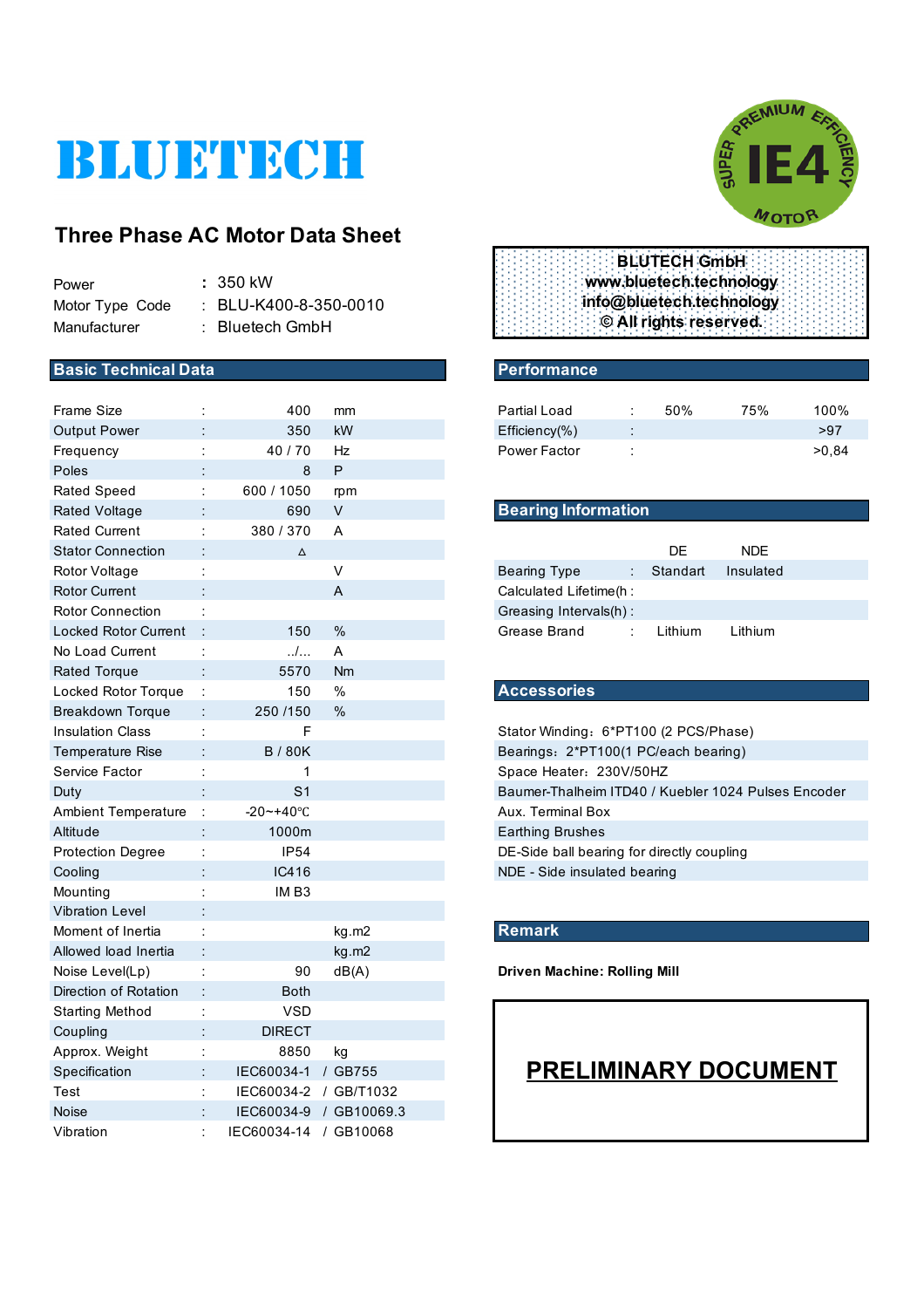# BLUETECH

SUPER PREMIUM EFFICIENCY IE4 MOTOR

## Three Phase AC Motor Data Sheet

| | | |
|---|---|---|
| Power | : | 350 kW |
| Motor Type Code | : | BLU-K400-8-350-0010 |
| Manufacturer | : | Bluetech GmbH |

**BLUTECH GmbH**
**www.bluetech.technology**
**info@bluetech.technology**
**© All rights reserved.**

## Basic Technical Data

| | | | |
|---|---|---|---|
| Frame Size | : | 400 | mm |
| Output Power | : | 350 | kW |
| Frequency | : | 40 / 70 | Hz |
| Poles | : | 8 | P |
| Rated Speed | : | 600 / 1050 | rpm |
| Rated Voltage | : | 690 | V |
| Rated Current | : | 380 / 370 | A |
| Stator Connection | : | Δ | |
| Rotor Voltage | : | | V |
| Rotor Current | : | | A |
| Rotor Connection | : | | |
| Locked Rotor Current | : | 150 | % |
| No Load Current | : | ../... | A |
| Rated Torque | : | 5570 | Nm |
| Locked Rotor Torque | : | 150 | % |
| Breakdown Torque | : | 250 /150 | % |
| Insulation Class | : | F | |
| Temperature Rise | : | B / 80K | |
| Service Factor | : | 1 | |
| Duty | : | S1 | |
| Ambient Temperature | : | -20~+40℃ | |
| Altitude | : | 1000m | |
| Protection Degree | : | IP54 | |
| Cooling | : | IC416 | |
| Mounting | : | IM B3 | |
| Vibration Level | : | | |
| Moment of Inertia | : | | kg.m2 |
| Allowed load Inertia | : | | kg.m2 |
| Noise Level(Lp) | : | 90 | dB(A) |
| Direction of Rotation | : | Both | |
| Starting Method | : | VSD | |
| Coupling | : | DIRECT | |
| Approx. Weight | : | 8850 | kg |
| Specification | : | IEC60034-1 | / GB755 |
| Test | : | IEC60034-2 | / GB/T1032 |
| Noise | : | IEC60034-9 | / GB10069.3 |
| Vibration | : | IEC60034-14 | / GB10068 |

## Performance

| Partial Load | : | 50% | 75% | 100% |
|---|---|---|---|---|
| Efficiency(%) | : | | | >97 |
| Power Factor | : | | | >0,84 |

## Bearing Information

| | | DE | NDE |
|---|---|---|---|
| Bearing Type | : | Standart | Insulated |
| Calculated Lifetime(h : | | | |
| Greasing Intervals(h) : | | | |
| Grease Brand | : | Lithium | Lithium |

## Accessories

- Stator Winding：6*PT100 (2 PCS/Phase)
- Bearings：2*PT100(1 PC/each bearing)
- Space Heater：230V/50HZ
- Baumer-Thalheim ITD40 / Kuebler 1024 Pulses Encoder
- Aux. Terminal Box
- Earthing Brushes
- DE-Side ball bearing for directly coupling
- NDE - Side insulated bearing

## Remark

**Driven Machine: Rolling Mill**

**PRELIMINARY DOCUMENT**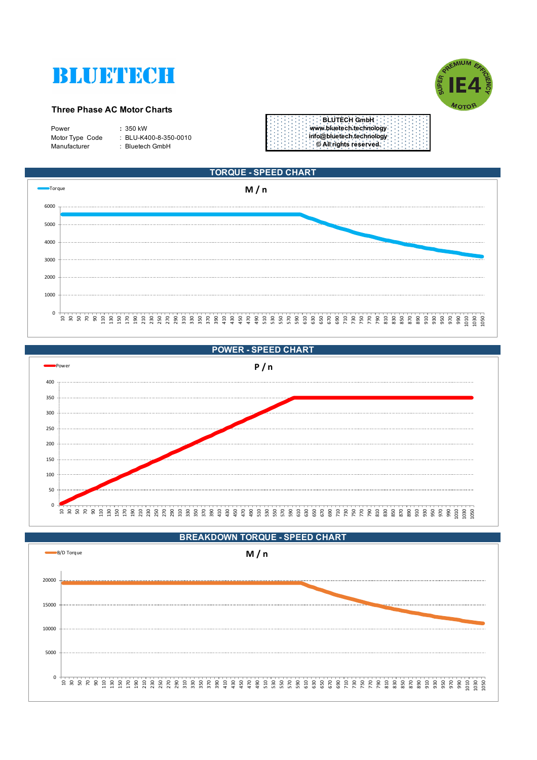# BLUETECH

**Three Phase AC Motor Charts**

| | | |
|---|---|---|
| Power | : | 350 kW |
| Motor Type Code | : | BLU-K400-8-350-0010 |
| Manufacturer | : | Bluetech GmbH |

**BLUTECH GmbH**
**www.bluetech.technology**
**info@bluetech.technology**
**© All rights reserved.**

SUPER PREMIUM EFFICIENCY IE4 MOTOR

## TORQUE - SPEED CHART

Torque

**M / n**

## POWER - SPEED CHART

Power

**P / n**

## BREAKDOWN TORQUE - SPEED CHART

B/D Torque

**M / n**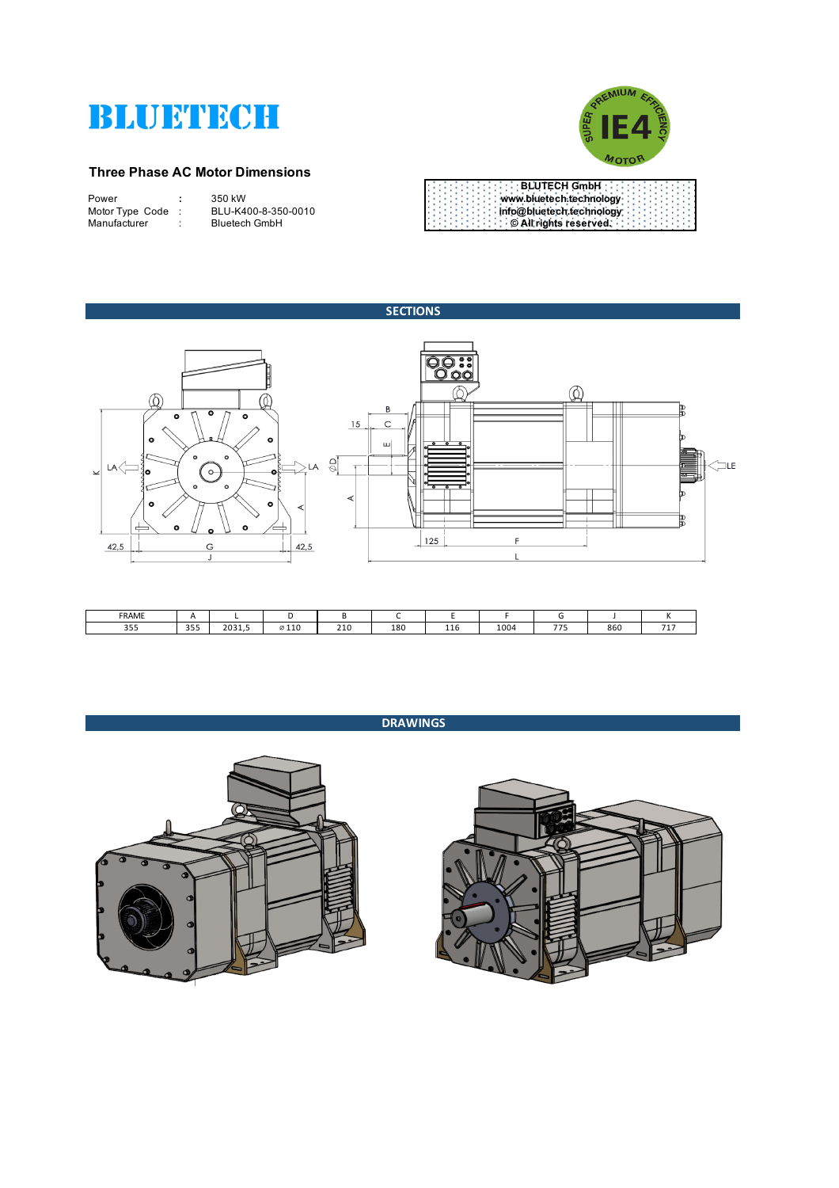# BLUETECH

## Three Phase AC Motor Dimensions

Power : 350 kW
Motor Type Code : BLU-K400-8-350-0010
Manufacturer : Bluetech GmbH

SUPER PREMIUM EFFICIENCY IE4 MOTOR

**BLUTECH GmbH**
**www.bluetech.technology**
**info@bluetech.technology**
**© All rights reserved.**

## SECTIONS

| FRAME | A | L | D | B | C | E | F | G | J | K |
|---|---|---|---|---|---|---|---|---|---|---|
| 355 | 355 | 2031,5 | ⌀110 | 210 | 180 | 116 | 1004 | 775 | 860 | 717 |

## DRAWINGS